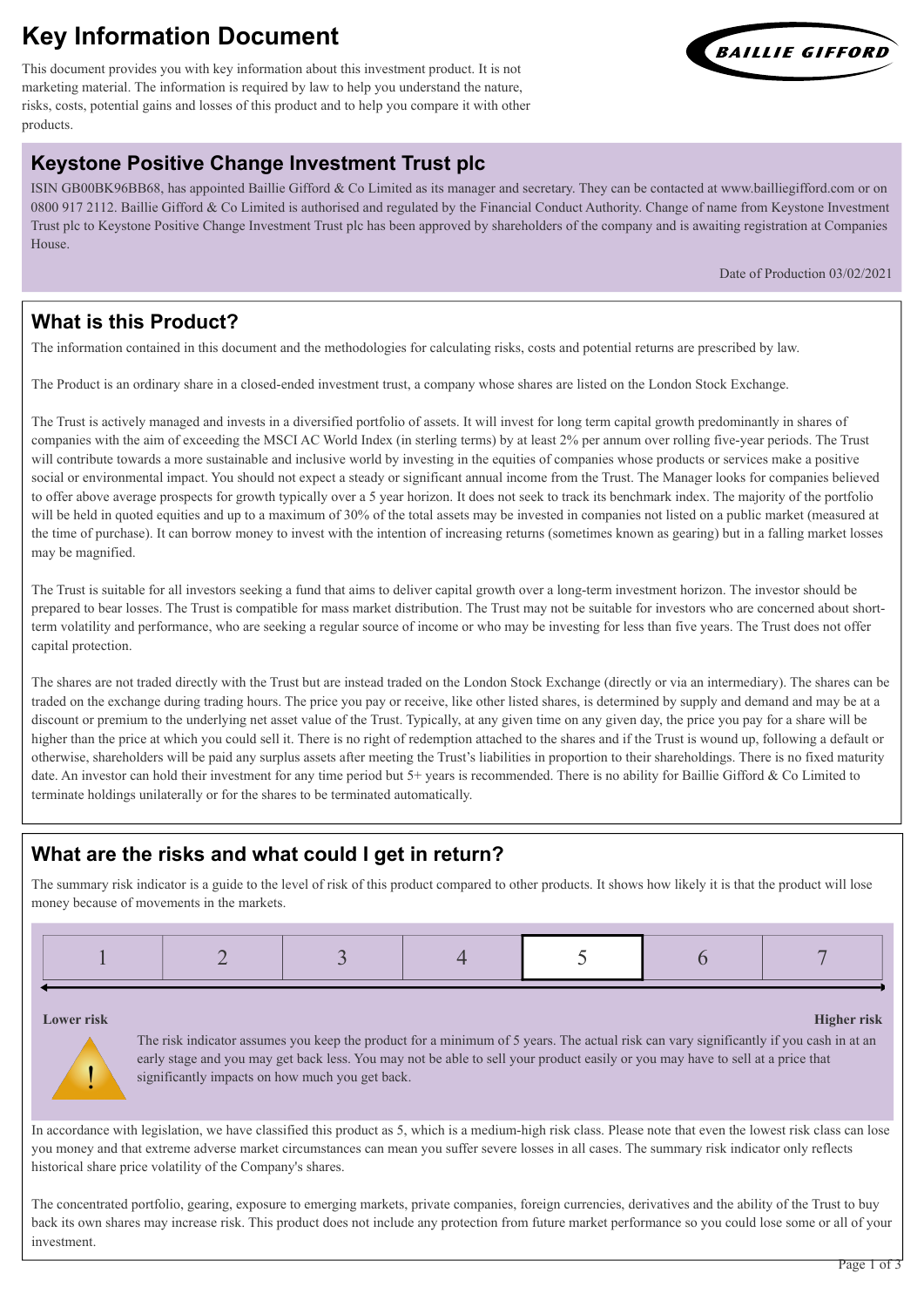# Key Information Document

This document provides you with key information about this investment product. It is not marketing material. The information is required by law to help you understand the nature, risks, costs, potential gains and losses of this product and to help you compare it with other products.

## Keystone Positive Change Investment Trust plc

ISIN GB00BK96BB68, has appointed Baillie Gifford & Co Limited as its manager and secretary. They can be contacted at www.bailliegifford.com or on 0800 917 2112. Baillie Gifford & Co Limited is authorised and regulated by the Financial Conduct Authority. Change of name from Keystone Investment Trust plc to Keystone Positive Change Investment Trust plc has been approved by shareholders of the company and is awaiting registration at Companies House.

Date of Production 03/02/2021

## What is this Product?

The information contained in this document and the methodologies for calculating risks, costs and potential returns are prescribed by law.

The Product is an ordinary share in a closed-ended investment trust, a company whose shares are listed on the London Stock Exchange.

The Trust is actively managed and invests in a diversified portfolio of assets. It will invest for long term capital growth predominantly in shares of companies with the aim of exceeding the MSCI AC World Index (in sterling terms) by at least 2% per annum over rolling five-year periods. The Trust will contribute towards a more sustainable and inclusive world by investing in the equities of companies whose products or services make a positive social or environmental impact. You should not expect a steady or significant annual income from the Trust. The Manager looks for companies believed to offer above average prospects for growth typically over a 5 year horizon. It does not seek to track its benchmark index. The majority of the portfolio will be held in quoted equities and up to a maximum of 30% of the total assets may be invested in companies not listed on a public market (measured at the time of purchase). It can borrow money to invest with the intention of increasing returns (sometimes known as gearing) but in a falling market losses may be magnified.

The Trust is suitable for all investors seeking a fund that aims to deliver capital growth over a long-term investment horizon. The investor should be prepared to bear losses. The Trust is compatible for mass market distribution. The Trust may not be suitable for investors who are concerned about short-term volatility and performance, who are seeking a regular source of income or who may be investing for less than five years. The Trust does not offer capital protection.

The shares are not traded directly with the Trust but are instead traded on the London Stock Exchange (directly or via an intermediary). The shares can be traded on the exchange during trading hours. The price you pay or receive, like other listed shares, is determined by supply and demand and may be at a discount or premium to the underlying net asset value of the Trust. Typically, at any given time on any given day, the price you pay for a share will be higher than the price at which you could sell it. There is no right of redemption attached to the shares and if the Trust is wound up, following a default or otherwise, shareholders will be paid any surplus assets after meeting the Trust's liabilities in proportion to their shareholdings. There is no fixed maturity date. An investor can hold their investment for any time period but 5+ years is recommended. There is no ability for Baillie Gifford & Co Limited to terminate holdings unilaterally or for the shares to be terminated automatically.

## What are the risks and what could I get in return?

The summary risk indicator is a guide to the level of risk of this product compared to other products. It shows how likely it is that the product will lose money because of movements in the markets.

| 1 | 2 | 3 | 4 | **5** | 6 | 7 |
|---|---|---|---|---|---|---|

**Lower risk** — **Higher risk**

The risk indicator assumes you keep the product for a minimum of 5 years. The actual risk can vary significantly if you cash in at an early stage and you may get back less. You may not be able to sell your product easily or you may have to sell at a price that significantly impacts on how much you get back.

In accordance with legislation, we have classified this product as 5, which is a medium-high risk class. Please note that even the lowest risk class can lose you money and that extreme adverse market circumstances can mean you suffer severe losses in all cases. The summary risk indicator only reflects historical share price volatility of the Company's shares.

The concentrated portfolio, gearing, exposure to emerging markets, private companies, foreign currencies, derivatives and the ability of the Trust to buy back its own shares may increase risk. This product does not include any protection from future market performance so you could lose some or all of your investment.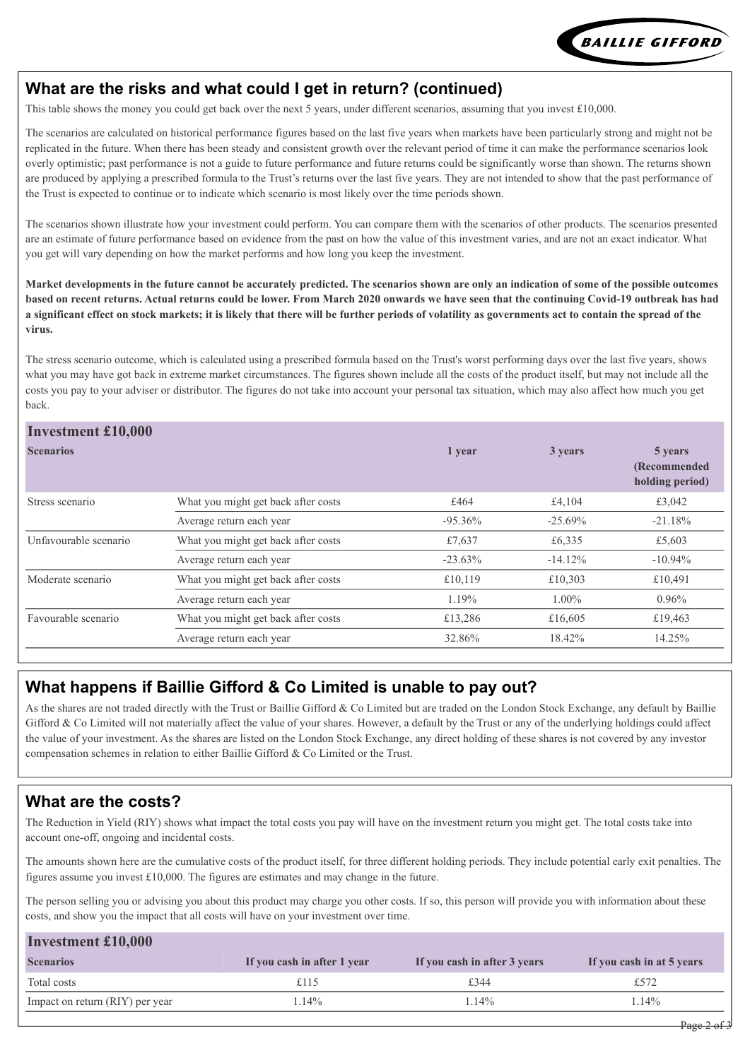## What are the risks and what could I get in return? (continued)

This table shows the money you could get back over the next 5 years, under different scenarios, assuming that you invest £10,000.

The scenarios are calculated on historical performance figures based on the last five years when markets have been particularly strong and might not be replicated in the future. When there has been steady and consistent growth over the relevant period of time it can make the performance scenarios look overly optimistic; past performance is not a guide to future performance and future returns could be significantly worse than shown. The returns shown are produced by applying a prescribed formula to the Trust's returns over the last five years. They are not intended to show that the past performance of the Trust is expected to continue or to indicate which scenario is most likely over the time periods shown.

The scenarios shown illustrate how your investment could perform. You can compare them with the scenarios of other products. The scenarios presented are an estimate of future performance based on evidence from the past on how the value of this investment varies, and are not an exact indicator. What you get will vary depending on how the market performs and how long you keep the investment.

**Market developments in the future cannot be accurately predicted. The scenarios shown are only an indication of some of the possible outcomes based on recent returns. Actual returns could be lower. From March 2020 onwards we have seen that the continuing Covid-19 outbreak has had a significant effect on stock markets; it is likely that there will be further periods of volatility as governments act to contain the spread of the virus.**

The stress scenario outcome, which is calculated using a prescribed formula based on the Trust's worst performing days over the last five years, shows what you may have got back in extreme market circumstances. The figures shown include all the costs of the product itself, but may not include all the costs you pay to your adviser or distributor. The figures do not take into account your personal tax situation, which may also affect how much you get back.

**Investment £10,000**

| Scenarios | | 1 year | 3 years | 5 years (Recommended holding period) |
|---|---|---|---|---|
| Stress scenario | What you might get back after costs | £464 | £4,104 | £3,042 |
| | Average return each year | -95.36% | -25.69% | -21.18% |
| Unfavourable scenario | What you might get back after costs | £7,637 | £6,335 | £5,603 |
| | Average return each year | -23.63% | -14.12% | -10.94% |
| Moderate scenario | What you might get back after costs | £10,119 | £10,303 | £10,491 |
| | Average return each year | 1.19% | 1.00% | 0.96% |
| Favourable scenario | What you might get back after costs | £13,286 | £16,605 | £19,463 |
| | Average return each year | 32.86% | 18.42% | 14.25% |

## What happens if Baillie Gifford & Co Limited is unable to pay out?

As the shares are not traded directly with the Trust or Baillie Gifford & Co Limited but are traded on the London Stock Exchange, any default by Baillie Gifford & Co Limited will not materially affect the value of your shares. However, a default by the Trust or any of the underlying holdings could affect the value of your investment. As the shares are listed on the London Stock Exchange, any direct holding of these shares is not covered by any investor compensation schemes in relation to either Baillie Gifford & Co Limited or the Trust.

## What are the costs?

The Reduction in Yield (RIY) shows what impact the total costs you pay will have on the investment return you might get. The total costs take into account one-off, ongoing and incidental costs.

The amounts shown here are the cumulative costs of the product itself, for three different holding periods. They include potential early exit penalties. The figures assume you invest £10,000. The figures are estimates and may change in the future.

The person selling you or advising you about this product may charge you other costs. If so, this person will provide you with information about these costs, and show you the impact that all costs will have on your investment over time.

**Investment £10,000**

| Scenarios | If you cash in after 1 year | If you cash in after 3 years | If you cash in at 5 years |
|---|---|---|---|
| Total costs | £115 | £344 | £572 |
| Impact on return (RIY) per year | 1.14% | 1.14% | 1.14% |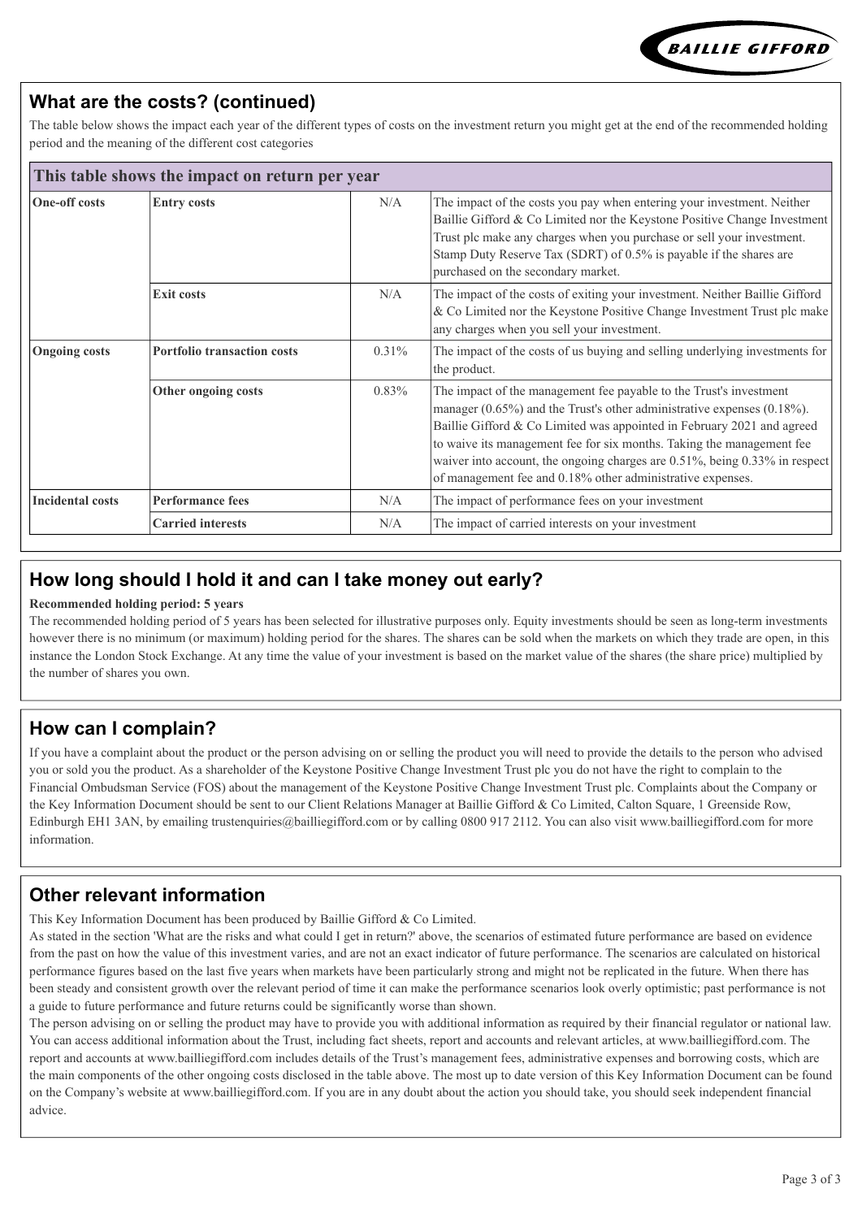## What are the costs? (continued)

The table below shows the impact each year of the different types of costs on the investment return you might get at the end of the recommended holding period and the meaning of the different cost categories

| This table shows the impact on return per year | | | |
|---|---|---|---|
| **One-off costs** | **Entry costs** | N/A | The impact of the costs you pay when entering your investment. Neither Baillie Gifford & Co Limited nor the Keystone Positive Change Investment Trust plc make any charges when you purchase or sell your investment. Stamp Duty Reserve Tax (SDRT) of 0.5% is payable if the shares are purchased on the secondary market. |
| | **Exit costs** | N/A | The impact of the costs of exiting your investment. Neither Baillie Gifford & Co Limited nor the Keystone Positive Change Investment Trust plc make any charges when you sell your investment. |
| **Ongoing costs** | **Portfolio transaction costs** | 0.31% | The impact of the costs of us buying and selling underlying investments for the product. |
| | **Other ongoing costs** | 0.83% | The impact of the management fee payable to the Trust's investment manager (0.65%) and the Trust's other administrative expenses (0.18%). Baillie Gifford & Co Limited was appointed in February 2021 and agreed to waive its management fee for six months. Taking the management fee waiver into account, the ongoing charges are 0.51%, being 0.33% in respect of management fee and 0.18% other administrative expenses. |
| **Incidental costs** | **Performance fees** | N/A | The impact of performance fees on your investment |
| | **Carried interests** | N/A | The impact of carried interests on your investment |

## How long should I hold it and can I take money out early?

**Recommended holding period: 5 years**

The recommended holding period of 5 years has been selected for illustrative purposes only. Equity investments should be seen as long-term investments however there is no minimum (or maximum) holding period for the shares. The shares can be sold when the markets on which they trade are open, in this instance the London Stock Exchange. At any time the value of your investment is based on the market value of the shares (the share price) multiplied by the number of shares you own.

## How can I complain?

If you have a complaint about the product or the person advising on or selling the product you will need to provide the details to the person who advised you or sold you the product. As a shareholder of the Keystone Positive Change Investment Trust plc you do not have the right to complain to the Financial Ombudsman Service (FOS) about the management of the Keystone Positive Change Investment Trust plc. Complaints about the Company or the Key Information Document should be sent to our Client Relations Manager at Baillie Gifford & Co Limited, Calton Square, 1 Greenside Row, Edinburgh EH1 3AN, by emailing trustenquiries@bailliegifford.com or by calling 0800 917 2112. You can also visit www.bailliegifford.com for more information.

## Other relevant information

This Key Information Document has been produced by Baillie Gifford & Co Limited.

As stated in the section 'What are the risks and what could I get in return?' above, the scenarios of estimated future performance are based on evidence from the past on how the value of this investment varies, and are not an exact indicator of future performance. The scenarios are calculated on historical performance figures based on the last five years when markets have been particularly strong and might not be replicated in the future. When there has been steady and consistent growth over the relevant period of time it can make the performance scenarios look overly optimistic; past performance is not a guide to future performance and future returns could be significantly worse than shown.

The person advising on or selling the product may have to provide you with additional information as required by their financial regulator or national law. You can access additional information about the Trust, including fact sheets, report and accounts and relevant articles, at www.bailliegifford.com. The report and accounts at www.bailliegifford.com includes details of the Trust's management fees, administrative expenses and borrowing costs, which are the main components of the other ongoing costs disclosed in the table above. The most up to date version of this Key Information Document can be found on the Company's website at www.bailliegifford.com. If you are in any doubt about the action you should take, you should seek independent financial advice.